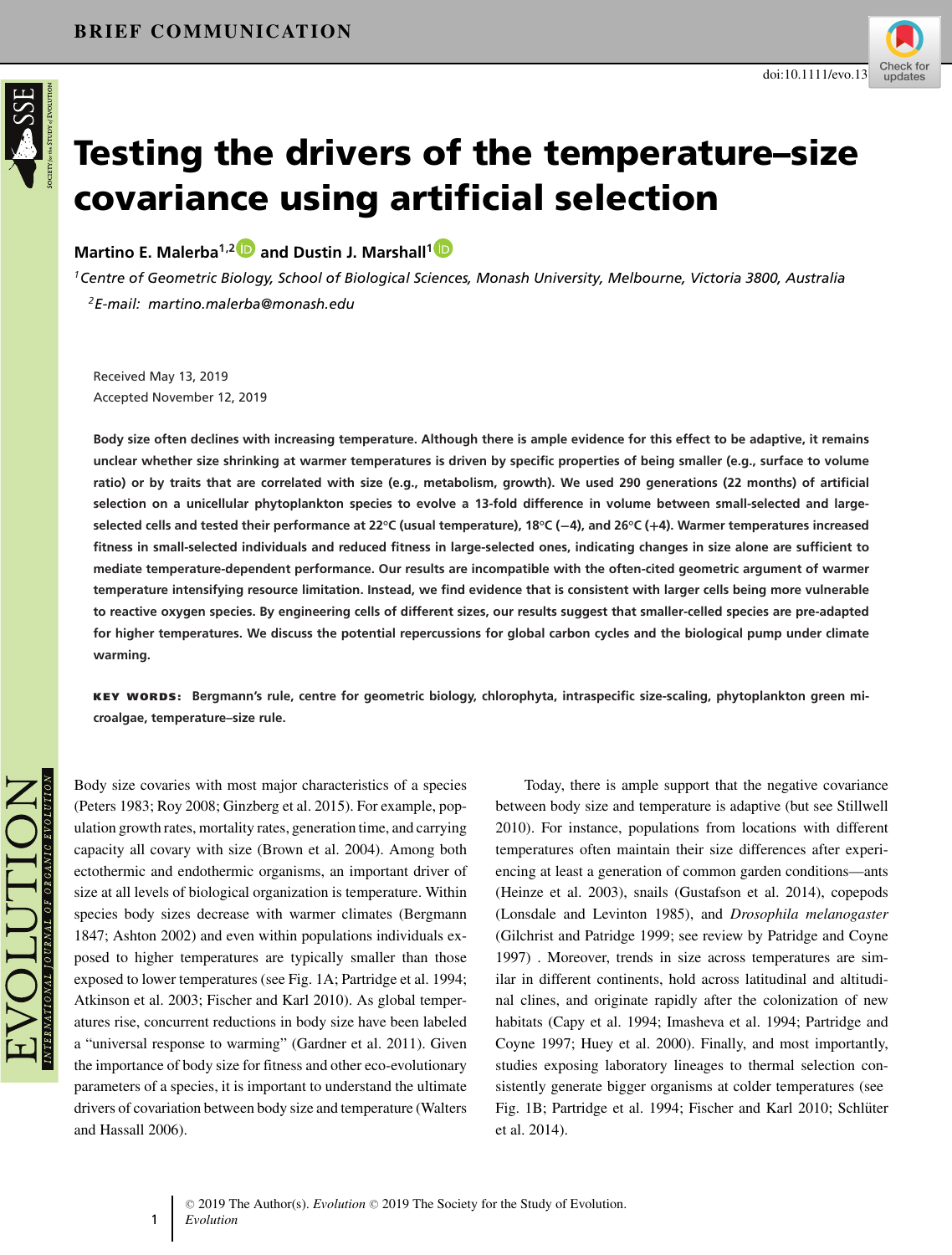BRIEF COMMUNICATION

doi:10.1111/evo.13

# Testing the drivers of the temperature–size covariance using artificial selection

**Martino E. Malerba[1,2] and Dustin J. Marshall[1]**

[1]*Centre of Geometric Biology, School of Biological Sciences, Monash University, Melbourne, Victoria 3800, Australia*

[2]*E-mail: martino.malerba@monash.edu*

Received May 13, 2019
Accepted November 12, 2019

**Body size often declines with increasing temperature. Although there is ample evidence for this effect to be adaptive, it remains unclear whether size shrinking at warmer temperatures is driven by specific properties of being smaller (e.g., surface to volume ratio) or by traits that are correlated with size (e.g., metabolism, growth). We used 290 generations (22 months) of artificial selection on a unicellular phytoplankton species to evolve a 13-fold difference in volume between small-selected and large-selected cells and tested their performance at 22°C (usual temperature), 18°C (−4), and 26°C (+4). Warmer temperatures increased fitness in small-selected individuals and reduced fitness in large-selected ones, indicating changes in size alone are sufficient to mediate temperature-dependent performance. Our results are incompatible with the often-cited geometric argument of warmer temperature intensifying resource limitation. Instead, we find evidence that is consistent with larger cells being more vulnerable to reactive oxygen species. By engineering cells of different sizes, our results suggest that smaller-celled species are pre-adapted for higher temperatures. We discuss the potential repercussions for global carbon cycles and the biological pump under climate warming.**

**KEY WORDS:** **Bergmann's rule, centre for geometric biology, chlorophyta, intraspecific size-scaling, phytoplankton green microalgae, temperature–size rule.**

Body size covaries with most major characteristics of a species (Peters 1983; Roy 2008; Ginzberg et al. 2015). For example, population growth rates, mortality rates, generation time, and carrying capacity all covary with size (Brown et al. 2004). Among both ectothermic and endothermic organisms, an important driver of size at all levels of biological organization is temperature. Within species body sizes decrease with warmer climates (Bergmann 1847; Ashton 2002) and even within populations individuals exposed to higher temperatures are typically smaller than those exposed to lower temperatures (see Fig. 1A; Partridge et al. 1994; Atkinson et al. 2003; Fischer and Karl 2010). As global temperatures rise, concurrent reductions in body size have been labeled a "universal response to warming" (Gardner et al. 2011). Given the importance of body size for fitness and other eco-evolutionary parameters of a species, it is important to understand the ultimate drivers of covariation between body size and temperature (Walters and Hassall 2006).

Today, there is ample support that the negative covariance between body size and temperature is adaptive (but see Stillwell 2010). For instance, populations from locations with different temperatures often maintain their size differences after experiencing at least a generation of common garden conditions—ants (Heinze et al. 2003), snails (Gustafson et al. 2014), copepods (Lonsdale and Levinton 1985), and *Drosophila melanogaster* (Gilchrist and Patridge 1999; see review by Patridge and Coyne 1997) . Moreover, trends in size across temperatures are similar in different continents, hold across latitudinal and altitudinal clines, and originate rapidly after the colonization of new habitats (Capy et al. 1994; Imasheva et al. 1994; Partridge and Coyne 1997; Huey et al. 2000). Finally, and most importantly, studies exposing laboratory lineages to thermal selection consistently generate bigger organisms at colder temperatures (see Fig. 1B; Partridge et al. 1994; Fischer and Karl 2010; Schlüter et al. 2014).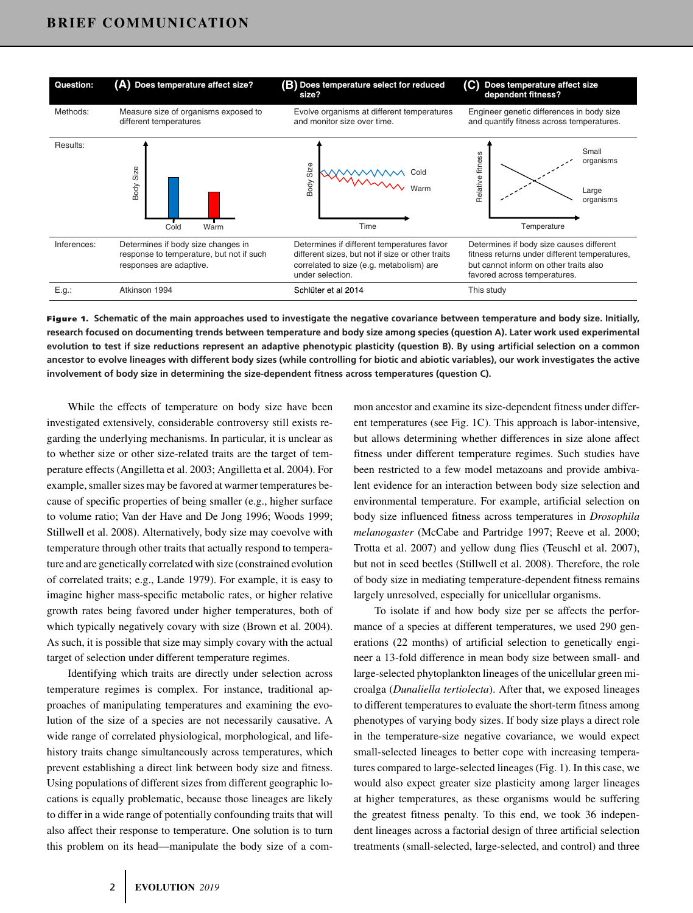| Question: | (A) Does temperature affect size? | (B) Does temperature select for reduced size? | (C) Does temperature affect size dependent fitness? |
|---|---|---|---|
| Methods: | Measure size of organisms exposed to different temperatures | Evolve organisms at different temperatures and monitor size over time. | Engineer genetic differences in body size and quantify fitness across temperatures. |
| Results: | Body Size; Cold; Warm | Body Size; Time; Cold; Warm | Relative fitness; Temperature; Small organisms; Large organisms |
| Inferences: | Determines if body size changes in response to temperature, but not if such responses are adaptive. | Determines if different temperatures favor different sizes, but not if size or other traits correlated to size (e.g. metabolism) are under selection. | Determines if body size causes different fitness returns under different temperatures, but cannot inform on other traits also favored across temperatures. |
| E.g.: | Atkinson 1994 | Schlüter et al 2014 | This study |

**Figure 1.** Schematic of the main approaches used to investigate the negative covariance between temperature and body size. Initially, research focused on documenting trends between temperature and body size among species (question A). Later work used experimental evolution to test if size reductions represent an adaptive phenotypic plasticity (question B). By using artificial selection on a common ancestor to evolve lineages with different body sizes (while controlling for biotic and abiotic variables), our work investigates the active involvement of body size in determining the size-dependent fitness across temperatures (question C).

While the effects of temperature on body size have been investigated extensively, considerable controversy still exists regarding the underlying mechanisms. In particular, it is unclear as to whether size or other size-related traits are the target of temperature effects (Angilletta et al. 2003; Angilletta et al. 2004). For example, smaller sizes may be favored at warmer temperatures because of specific properties of being smaller (e.g., higher surface to volume ratio; Van der Have and De Jong 1996; Woods 1999; Stillwell et al. 2008). Alternatively, body size may coevolve with temperature through other traits that actually respond to temperature and are genetically correlated with size (constrained evolution of correlated traits; e.g., Lande 1979). For example, it is easy to imagine higher mass-specific metabolic rates, or higher relative growth rates being favored under higher temperatures, both of which typically negatively covary with size (Brown et al. 2004). As such, it is possible that size may simply covary with the actual target of selection under different temperature regimes.

Identifying which traits are directly under selection across temperature regimes is complex. For instance, traditional approaches of manipulating temperatures and examining the evolution of the size of a species are not necessarily causative. A wide range of correlated physiological, morphological, and life-history traits change simultaneously across temperatures, which prevent establishing a direct link between body size and fitness. Using populations of different sizes from different geographic locations is equally problematic, because those lineages are likely to differ in a wide range of potentially confounding traits that will also affect their response to temperature. One solution is to turn this problem on its head—manipulate the body size of a common ancestor and examine its size-dependent fitness under different temperatures (see Fig. 1C). This approach is labor-intensive, but allows determining whether differences in size alone affect fitness under different temperature regimes. Such studies have been restricted to a few model metazoans and provide ambivalent evidence for an interaction between body size selection and environmental temperature. For example, artificial selection on body size influenced fitness across temperatures in *Drosophila melanogaster* (McCabe and Partridge 1997; Reeve et al. 2000; Trotta et al. 2007) and yellow dung flies (Teuschl et al. 2007), but not in seed beetles (Stillwell et al. 2008). Therefore, the role of body size in mediating temperature-dependent fitness remains largely unresolved, especially for unicellular organisms.

To isolate if and how body size per se affects the performance of a species at different temperatures, we used 290 generations (22 months) of artificial selection to genetically engineer a 13-fold difference in mean body size between small- and large-selected phytoplankton lineages of the unicellular green microalga (*Dunaliella tertiolecta*). After that, we exposed lineages to different temperatures to evaluate the short-term fitness among phenotypes of varying body sizes. If body size plays a direct role in the temperature-size negative covariance, we would expect small-selected lineages to better cope with increasing temperatures compared to large-selected lineages (Fig. 1). In this case, we would also expect greater size plasticity among larger lineages at higher temperatures, as these organisms would be suffering the greatest fitness penalty. To this end, we took 36 independent lineages across a factorial design of three artificial selection treatments (small-selected, large-selected, and control) and three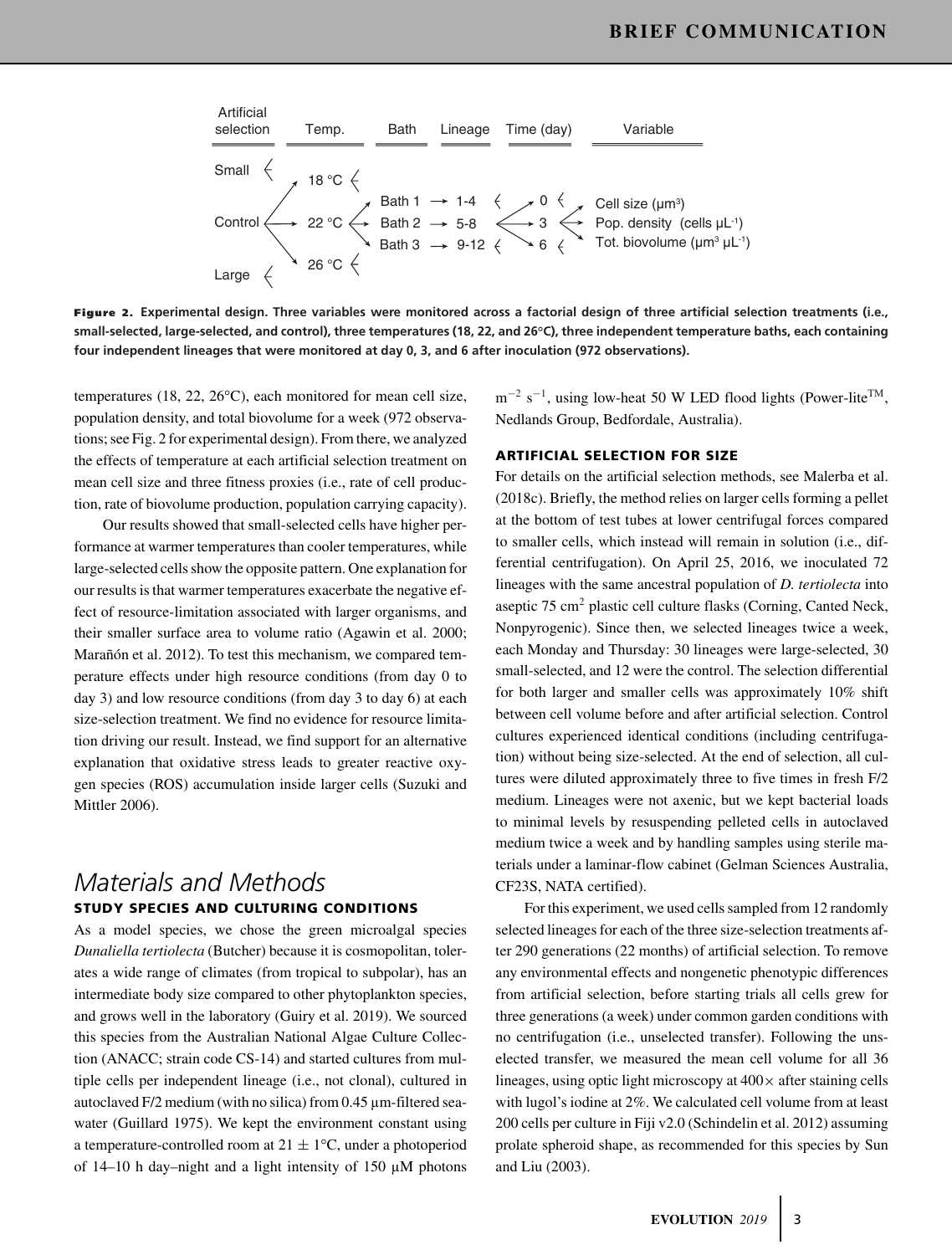| Artificial selection | Temp. | Bath | Lineage | Time (day) | Variable |
|---|---|---|---|---|---|
| Small | 18 °C | Bath 1 | 1-4 | 0 | Cell size (μm³) |
| Control | 22 °C | Bath 2 | 5-8 | 3 | Pop. density (cells μL⁻¹) |
| Large | 26 °C | Bath 3 | 9-12 | 6 | Tot. biovolume (μm³ μL⁻¹) |

**Figure 2. Experimental design. Three variables were monitored across a factorial design of three artificial selection treatments (i.e., small-selected, large-selected, and control), three temperatures (18, 22, and 26°C), three independent temperature baths, each containing four independent lineages that were monitored at day 0, 3, and 6 after inoculation (972 observations).**

temperatures (18, 22, 26°C), each monitored for mean cell size, population density, and total biovolume for a week (972 observations; see Fig. 2 for experimental design). From there, we analyzed the effects of temperature at each artificial selection treatment on mean cell size and three fitness proxies (i.e., rate of cell production, rate of biovolume production, population carrying capacity).

Our results showed that small-selected cells have higher performance at warmer temperatures than cooler temperatures, while large-selected cells show the opposite pattern. One explanation for our results is that warmer temperatures exacerbate the negative effect of resource-limitation associated with larger organisms, and their smaller surface area to volume ratio (Agawin et al. 2000; Marañón et al. 2012). To test this mechanism, we compared temperature effects under high resource conditions (from day 0 to day 3) and low resource conditions (from day 3 to day 6) at each size-selection treatment. We find no evidence for resource limitation driving our result. Instead, we find support for an alternative explanation that oxidative stress leads to greater reactive oxygen species (ROS) accumulation inside larger cells (Suzuki and Mittler 2006).

# *Materials and Methods*

## STUDY SPECIES AND CULTURING CONDITIONS

As a model species, we chose the green microalgal species *Dunaliella tertiolecta* (Butcher) because it is cosmopolitan, tolerates a wide range of climates (from tropical to subpolar), has an intermediate body size compared to other phytoplankton species, and grows well in the laboratory (Guiry et al. 2019). We sourced this species from the Australian National Algae Culture Collection (ANACC; strain code CS-14) and started cultures from multiple cells per independent lineage (i.e., not clonal), cultured in autoclaved F/2 medium (with no silica) from 0.45 μm-filtered seawater (Guillard 1975). We kept the environment constant using a temperature-controlled room at 21 ± 1°C, under a photoperiod of 14–10 h day–night and a light intensity of 150 μM photons $m^{-2}$ $s^{-1}$, using low-heat 50 W LED flood lights (Power-lite™, Nedlands Group, Bedfordale, Australia).

## ARTIFICIAL SELECTION FOR SIZE

For details on the artificial selection methods, see Malerba et al. (2018c). Briefly, the method relies on larger cells forming a pellet at the bottom of test tubes at lower centrifugal forces compared to smaller cells, which instead will remain in solution (i.e., differential centrifugation). On April 25, 2016, we inoculated 72 lineages with the same ancestral population of *D. tertiolecta* into aseptic 75 $cm^2$ plastic cell culture flasks (Corning, Canted Neck, Nonpyrogenic). Since then, we selected lineages twice a week, each Monday and Thursday: 30 lineages were large-selected, 30 small-selected, and 12 were the control. The selection differential for both larger and smaller cells was approximately 10% shift between cell volume before and after artificial selection. Control cultures experienced identical conditions (including centrifugation) without being size-selected. At the end of selection, all cultures were diluted approximately three to five times in fresh F/2 medium. Lineages were not axenic, but we kept bacterial loads to minimal levels by resuspending pelleted cells in autoclaved medium twice a week and by handling samples using sterile materials under a laminar-flow cabinet (Gelman Sciences Australia, CF23S, NATA certified).

For this experiment, we used cells sampled from 12 randomly selected lineages for each of the three size-selection treatments after 290 generations (22 months) of artificial selection. To remove any environmental effects and nongenetic phenotypic differences from artificial selection, before starting trials all cells grew for three generations (a week) under common garden conditions with no centrifugation (i.e., unselected transfer). Following the unselected transfer, we measured the mean cell volume for all 36 lineages, using optic light microscopy at 400× after staining cells with lugol's iodine at 2%. We calculated cell volume from at least 200 cells per culture in Fiji v2.0 (Schindelin et al. 2012) assuming prolate spheroid shape, as recommended for this species by Sun and Liu (2003).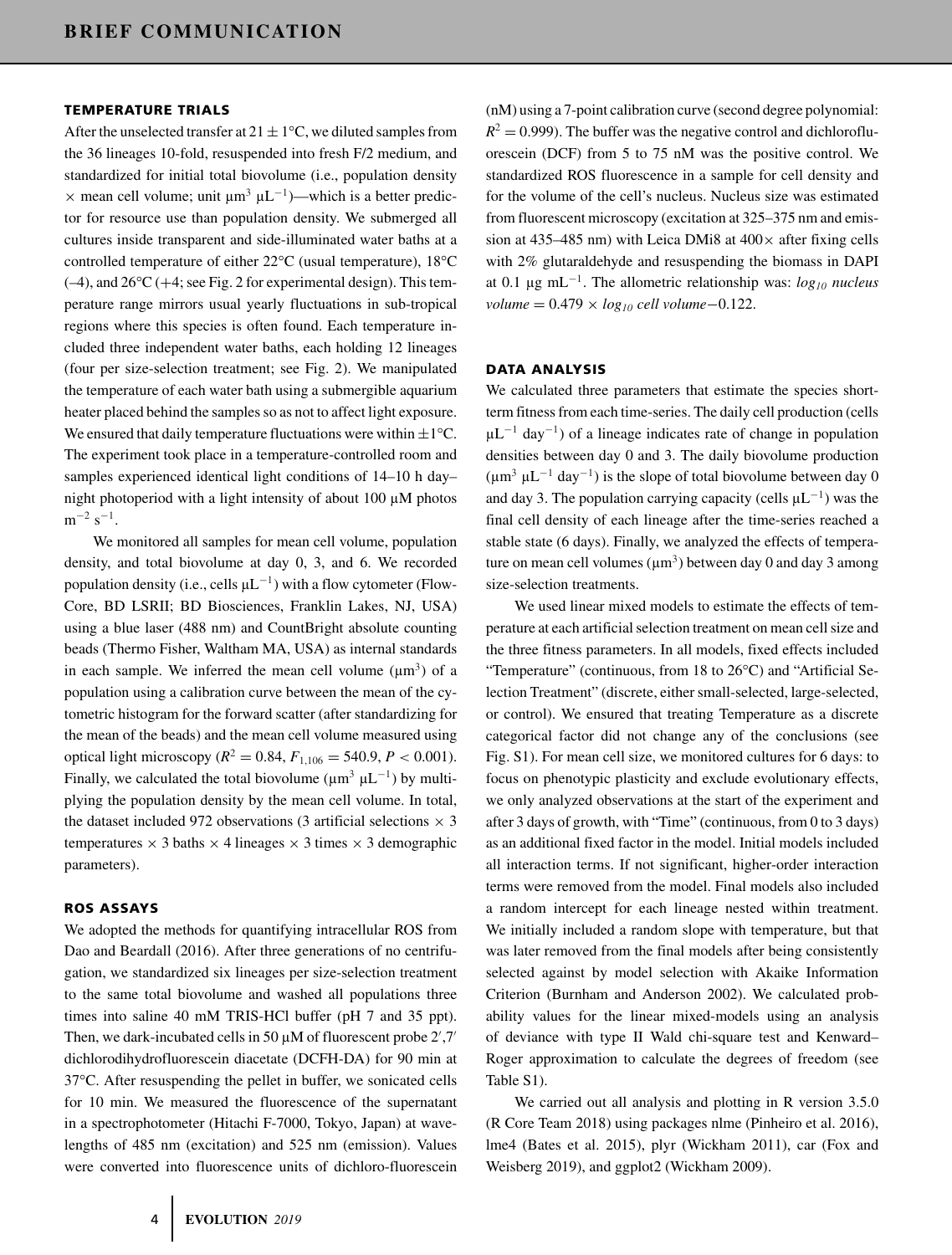#### TEMPERATURE TRIALS

After the unselected transfer at $21 \pm 1°C$, we diluted samples from the 36 lineages 10-fold, resuspended into fresh F/2 medium, and standardized for initial total biovolume (i.e., population density × mean cell volume; unit $\mu m^3$ $\mu L^{-1}$)—which is a better predictor for resource use than population density. We submerged all cultures inside transparent and side-illuminated water baths at a controlled temperature of either 22°C (usual temperature), 18°C (–4), and 26°C (+4; see Fig. 2 for experimental design). This temperature range mirrors usual yearly fluctuations in sub-tropical regions where this species is often found. Each temperature included three independent water baths, each holding 12 lineages (four per size-selection treatment; see Fig. 2). We manipulated the temperature of each water bath using a submergible aquarium heater placed behind the samples so as not to affect light exposure. We ensured that daily temperature fluctuations were within $\pm 1°C$. The experiment took place in a temperature-controlled room and samples experienced identical light conditions of 14–10 h day–night photoperiod with a light intensity of about 100 μM photos $m^{-2}$ $s^{-1}$.

We monitored all samples for mean cell volume, population density, and total biovolume at day 0, 3, and 6. We recorded population density (i.e., cells $\mu L^{-1}$) with a flow cytometer (Flow-Core, BD LSRII; BD Biosciences, Franklin Lakes, NJ, USA) using a blue laser (488 nm) and CountBright absolute counting beads (Thermo Fisher, Waltham MA, USA) as internal standards in each sample. We inferred the mean cell volume ($\mu m^3$) of a population using a calibration curve between the mean of the cytometric histogram for the forward scatter (after standardizing for the mean of the beads) and the mean cell volume measured using optical light microscopy ($R^2 = 0.84$, $F_{1,106} = 540.9$, $P < 0.001$). Finally, we calculated the total biovolume ($\mu m^3$ $\mu L^{-1}$) by multiplying the population density by the mean cell volume. In total, the dataset included 972 observations (3 artificial selections × 3 temperatures × 3 baths × 4 lineages × 3 times × 3 demographic parameters).

#### ROS ASSAYS

We adopted the methods for quantifying intracellular ROS from Dao and Beardall (2016). After three generations of no centrifugation, we standardized six lineages per size-selection treatment to the same total biovolume and washed all populations three times into saline 40 mM TRIS-HCl buffer (pH 7 and 35 ppt). Then, we dark-incubated cells in 50 μM of fluorescent probe 2′,7′ dichlorodihydrofluorescein diacetate (DCFH-DA) for 90 min at 37°C. After resuspending the pellet in buffer, we sonicated cells for 10 min. We measured the fluorescence of the supernatant in a spectrophotometer (Hitachi F-7000, Tokyo, Japan) at wavelengths of 485 nm (excitation) and 525 nm (emission). Values were converted into fluorescence units of dichloro-fluorescein (nM) using a 7-point calibration curve (second degree polynomial: $R^2 = 0.999$). The buffer was the negative control and dichlorofluorescein (DCF) from 5 to 75 nM was the positive control. We standardized ROS fluorescence in a sample for cell density and for the volume of the cell's nucleus. Nucleus size was estimated from fluorescent microscopy (excitation at 325–375 nm and emission at 435–485 nm) with Leica DMi8 at 400× after fixing cells with 2% glutaraldehyde and resuspending the biomass in DAPI at 0.1 μg $mL^{-1}$. The allometric relationship was: $log_{10}$ *nucleus volume* $= 0.479 \times log_{10}$ *cell volume* $-0.122$.

#### DATA ANALYSIS

We calculated three parameters that estimate the species short-term fitness from each time-series. The daily cell production (cells $\mu L^{-1}$ $day^{-1}$) of a lineage indicates rate of change in population densities between day 0 and 3. The daily biovolume production ($\mu m^3$ $\mu L^{-1}$ $day^{-1}$) is the slope of total biovolume between day 0 and day 3. The population carrying capacity (cells $\mu L^{-1}$) was the final cell density of each lineage after the time-series reached a stable state (6 days). Finally, we analyzed the effects of temperature on mean cell volumes ($\mu m^3$) between day 0 and day 3 among size-selection treatments.

We used linear mixed models to estimate the effects of temperature at each artificial selection treatment on mean cell size and the three fitness parameters. In all models, fixed effects included "Temperature" (continuous, from 18 to 26°C) and "Artificial Selection Treatment" (discrete, either small-selected, large-selected, or control). We ensured that treating Temperature as a discrete categorical factor did not change any of the conclusions (see Fig. S1). For mean cell size, we monitored cultures for 6 days: to focus on phenotypic plasticity and exclude evolutionary effects, we only analyzed observations at the start of the experiment and after 3 days of growth, with "Time" (continuous, from 0 to 3 days) as an additional fixed factor in the model. Initial models included all interaction terms. If not significant, higher-order interaction terms were removed from the model. Final models also included a random intercept for each lineage nested within treatment. We initially included a random slope with temperature, but that was later removed from the final models after being consistently selected against by model selection with Akaike Information Criterion (Burnham and Anderson 2002). We calculated probability values for the linear mixed-models using an analysis of deviance with type II Wald chi-square test and Kenward–Roger approximation to calculate the degrees of freedom (see Table S1).

We carried out all analysis and plotting in R version 3.5.0 (R Core Team 2018) using packages nlme (Pinheiro et al. 2016), lme4 (Bates et al. 2015), plyr (Wickham 2011), car (Fox and Weisberg 2019), and ggplot2 (Wickham 2009).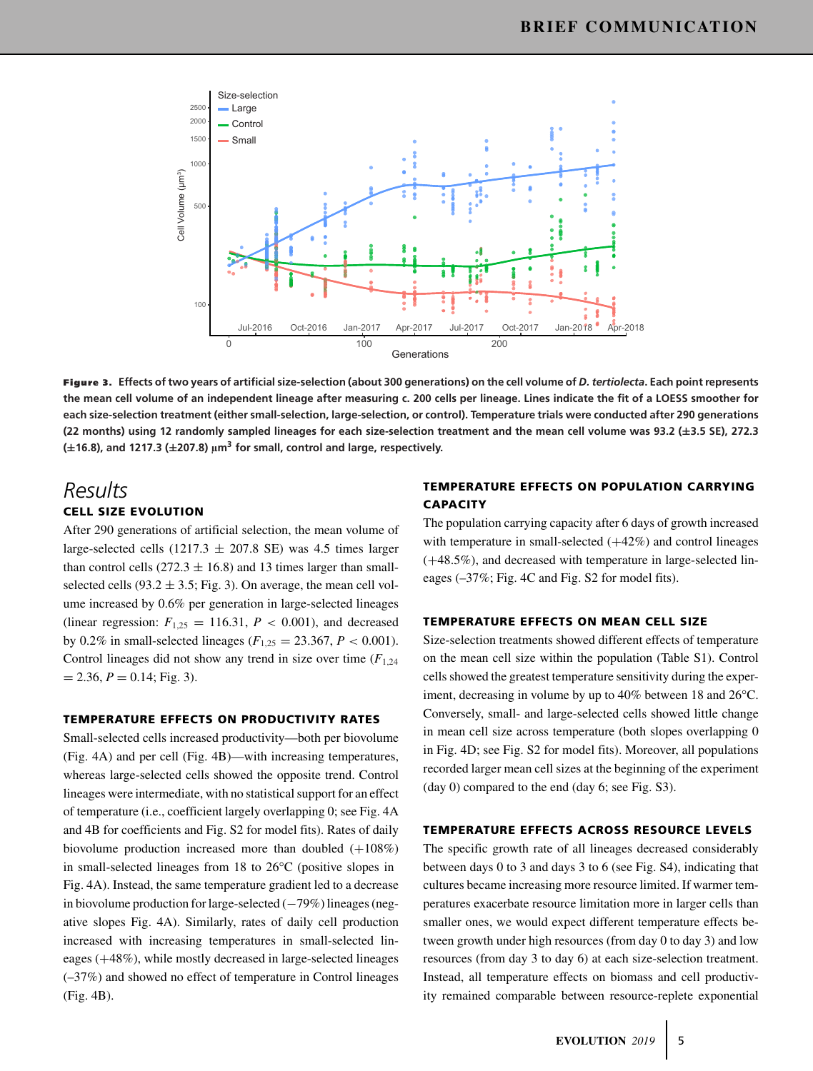**Figure 3.** **Effects of two years of artificial size-selection (about 300 generations) on the cell volume of *D. tertiolecta*. Each point represents the mean cell volume of an independent lineage after measuring c. 200 cells per lineage. Lines indicate the fit of a LOESS smoother for each size-selection treatment (either small-selection, large-selection, or control). Temperature trials were conducted after 290 generations (22 months) using 12 randomly sampled lineages for each size-selection treatment and the mean cell volume was 93.2 (±3.5 SE), 272.3 (±16.8), and 1217.3 (±207.8) μm$^3$ for small, control and large, respectively.**

## Results

### CELL SIZE EVOLUTION

After 290 generations of artificial selection, the mean volume of large-selected cells (1217.3 ± 207.8 SE) was 4.5 times larger than control cells (272.3 ± 16.8) and 13 times larger than small-selected cells (93.2 ± 3.5; Fig. 3). On average, the mean cell volume increased by 0.6% per generation in large-selected lineages (linear regression: $F_{1,25} = 116.31$, $P < 0.001$), and decreased by 0.2% in small-selected lineages ($F_{1,25} = 23.367$, $P < 0.001$). Control lineages did not show any trend in size over time ($F_{1,24} = 2.36$, $P = 0.14$; Fig. 3).

### TEMPERATURE EFFECTS ON PRODUCTIVITY RATES

Small-selected cells increased productivity—both per biovolume (Fig. 4A) and per cell (Fig. 4B)—with increasing temperatures, whereas large-selected cells showed the opposite trend. Control lineages were intermediate, with no statistical support for an effect of temperature (i.e., coefficient largely overlapping 0; see Fig. 4A and 4B for coefficients and Fig. S2 for model fits). Rates of daily biovolume production increased more than doubled (+108%) in small-selected lineages from 18 to 26°C (positive slopes in Fig. 4A). Instead, the same temperature gradient led to a decrease in biovolume production for large-selected (−79%) lineages (negative slopes Fig. 4A). Similarly, rates of daily cell production increased with increasing temperatures in small-selected lineages (+48%), while mostly decreased in large-selected lineages (–37%) and showed no effect of temperature in Control lineages (Fig. 4B).

### TEMPERATURE EFFECTS ON POPULATION CARRYING CAPACITY

The population carrying capacity after 6 days of growth increased with temperature in small-selected (+42%) and control lineages (+48.5%), and decreased with temperature in large-selected lineages (–37%; Fig. 4C and Fig. S2 for model fits).

### TEMPERATURE EFFECTS ON MEAN CELL SIZE

Size-selection treatments showed different effects of temperature on the mean cell size within the population (Table S1). Control cells showed the greatest temperature sensitivity during the experiment, decreasing in volume by up to 40% between 18 and 26°C. Conversely, small- and large-selected cells showed little change in mean cell size across temperature (both slopes overlapping 0 in Fig. 4D; see Fig. S2 for model fits). Moreover, all populations recorded larger mean cell sizes at the beginning of the experiment (day 0) compared to the end (day 6; see Fig. S3).

### TEMPERATURE EFFECTS ACROSS RESOURCE LEVELS

The specific growth rate of all lineages decreased considerably between days 0 to 3 and days 3 to 6 (see Fig. S4), indicating that cultures became increasing more resource limited. If warmer temperatures exacerbate resource limitation more in larger cells than smaller ones, we would expect different temperature effects between growth under high resources (from day 0 to day 3) and low resources (from day 3 to day 6) at each size-selection treatment. Instead, all temperature effects on biomass and cell productivity remained comparable between resource-replete exponential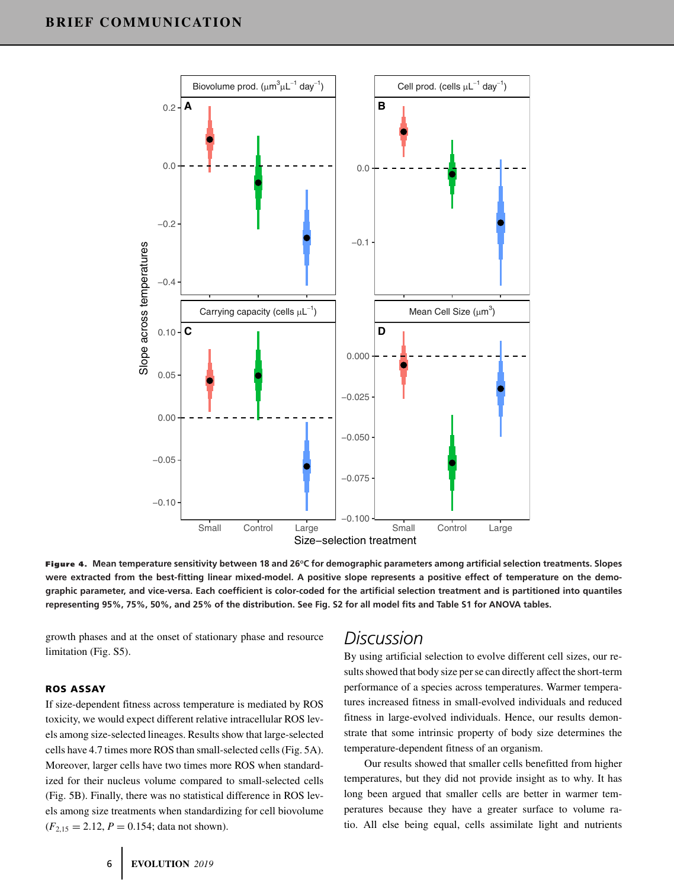**Figure 4.** Mean temperature sensitivity between 18 and 26°C for demographic parameters among artificial selection treatments. Slopes were extracted from the best-fitting linear mixed-model. A positive slope represents a positive effect of temperature on the demographic parameter, and vice-versa. Each coefficient is color-coded for the artificial selection treatment and is partitioned into quantiles representing 95%, 75%, 50%, and 25% of the distribution. See Fig. S2 for all model fits and Table S1 for ANOVA tables.

growth phases and at the onset of stationary phase and resource limitation (Fig. S5).

### ROS ASSAY

If size-dependent fitness across temperature is mediated by ROS toxicity, we would expect different relative intracellular ROS levels among size-selected lineages. Results show that large-selected cells have 4.7 times more ROS than small-selected cells (Fig. 5A). Moreover, larger cells have two times more ROS when standardized for their nucleus volume compared to small-selected cells (Fig. 5B). Finally, there was no statistical difference in ROS levels among size treatments when standardizing for cell biovolume ($F_{2,15} = 2.12$, $P = 0.154$; data not shown).

## Discussion

By using artificial selection to evolve different cell sizes, our results showed that body size per se can directly affect the short-term performance of a species across temperatures. Warmer temperatures increased fitness in small-evolved individuals and reduced fitness in large-evolved individuals. Hence, our results demonstrate that some intrinsic property of body size determines the temperature-dependent fitness of an organism.

Our results showed that smaller cells benefitted from higher temperatures, but they did not provide insight as to why. It has long been argued that smaller cells are better in warmer temperatures because they have a greater surface to volume ratio. All else being equal, cells assimilate light and nutrients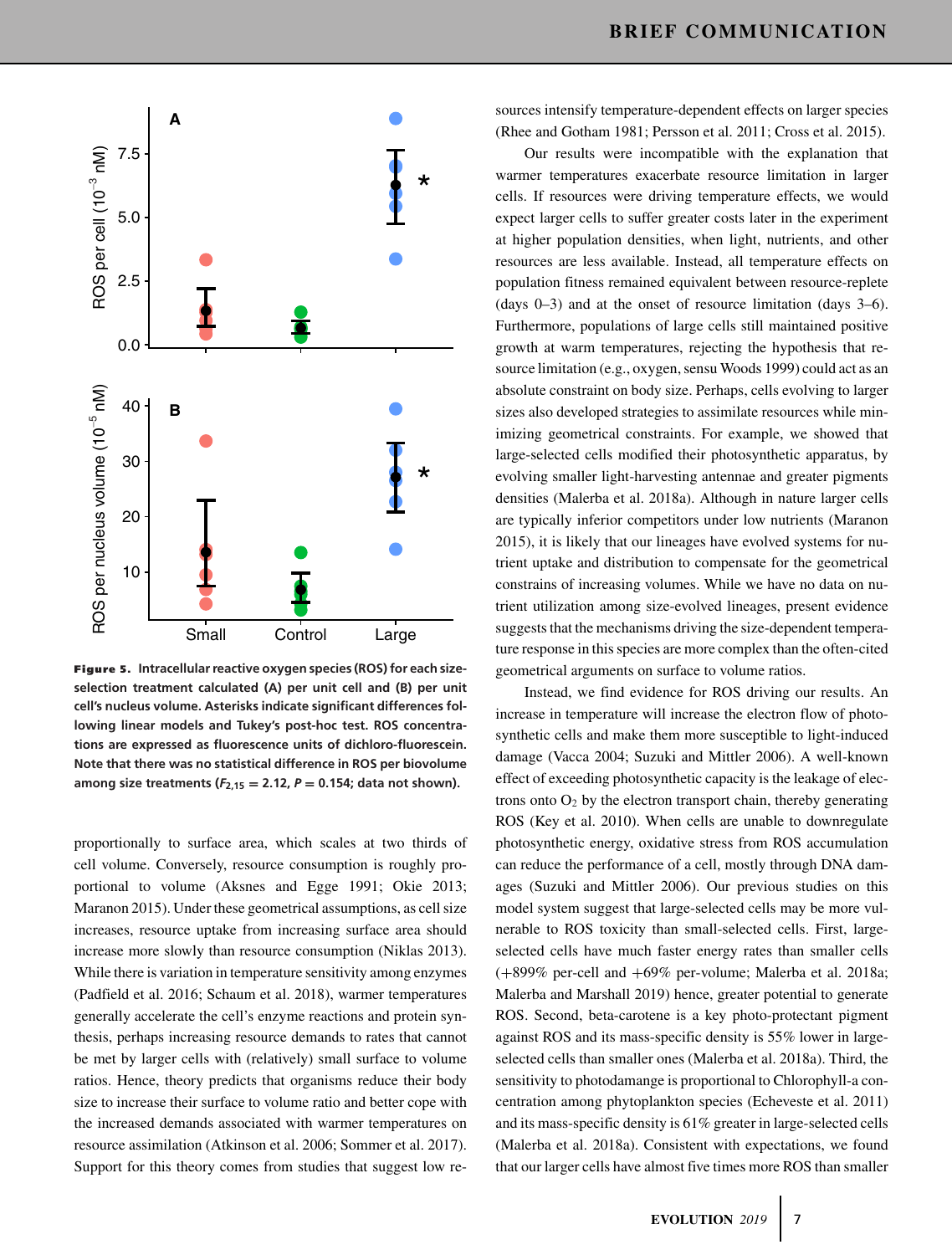**Figure 5.** Intracellular reactive oxygen species (ROS) for each size-selection treatment calculated (A) per unit cell and (B) per unit cell's nucleus volume. Asterisks indicate significant differences following linear models and Tukey's post-hoc test. ROS concentrations are expressed as fluorescence units of dichloro-fluorescein. Note that there was no statistical difference in ROS per biovolume among size treatments ($F_{2,15} = 2.12$, $P = 0.154$; data not shown).

proportionally to surface area, which scales at two thirds of cell volume. Conversely, resource consumption is roughly proportional to volume (Aksnes and Egge 1991; Okie 2013; Maranon 2015). Under these geometrical assumptions, as cell size increases, resource uptake from increasing surface area should increase more slowly than resource consumption (Niklas 2013). While there is variation in temperature sensitivity among enzymes (Padfield et al. 2016; Schaum et al. 2018), warmer temperatures generally accelerate the cell's enzyme reactions and protein synthesis, perhaps increasing resource demands to rates that cannot be met by larger cells with (relatively) small surface to volume ratios. Hence, theory predicts that organisms reduce their body size to increase their surface to volume ratio and better cope with the increased demands associated with warmer temperatures on resource assimilation (Atkinson et al. 2006; Sommer et al. 2017). Support for this theory comes from studies that suggest low resources intensify temperature-dependent effects on larger species (Rhee and Gotham 1981; Persson et al. 2011; Cross et al. 2015).

Our results were incompatible with the explanation that warmer temperatures exacerbate resource limitation in larger cells. If resources were driving temperature effects, we would expect larger cells to suffer greater costs later in the experiment at higher population densities, when light, nutrients, and other resources are less available. Instead, all temperature effects on population fitness remained equivalent between resource-replete (days 0–3) and at the onset of resource limitation (days 3–6). Furthermore, populations of large cells still maintained positive growth at warm temperatures, rejecting the hypothesis that resource limitation (e.g., oxygen, sensu Woods 1999) could act as an absolute constraint on body size. Perhaps, cells evolving to larger sizes also developed strategies to assimilate resources while minimizing geometrical constraints. For example, we showed that large-selected cells modified their photosynthetic apparatus, by evolving smaller light-harvesting antennae and greater pigments densities (Malerba et al. 2018a). Although in nature larger cells are typically inferior competitors under low nutrients (Maranon 2015), it is likely that our lineages have evolved systems for nutrient uptake and distribution to compensate for the geometrical constrains of increasing volumes. While we have no data on nutrient utilization among size-evolved lineages, present evidence suggests that the mechanisms driving the size-dependent temperature response in this species are more complex than the often-cited geometrical arguments on surface to volume ratios.

Instead, we find evidence for ROS driving our results. An increase in temperature will increase the electron flow of photosynthetic cells and make them more susceptible to light-induced damage (Vacca 2004; Suzuki and Mittler 2006). A well-known effect of exceeding photosynthetic capacity is the leakage of electrons onto $O_2$ by the electron transport chain, thereby generating ROS (Key et al. 2010). When cells are unable to downregulate photosynthetic energy, oxidative stress from ROS accumulation can reduce the performance of a cell, mostly through DNA damages (Suzuki and Mittler 2006). Our previous studies on this model system suggest that large-selected cells may be more vulnerable to ROS toxicity than small-selected cells. First, large-selected cells have much faster energy rates than smaller cells (+899% per-cell and +69% per-volume; Malerba et al. 2018a; Malerba and Marshall 2019) hence, greater potential to generate ROS. Second, beta-carotene is a key photo-protectant pigment against ROS and its mass-specific density is 55% lower in large-selected cells than smaller ones (Malerba et al. 2018a). Third, the sensitivity to photodamange is proportional to Chlorophyll-a concentration among phytoplankton species (Echeveste et al. 2011) and its mass-specific density is 61% greater in large-selected cells (Malerba et al. 2018a). Consistent with expectations, we found that our larger cells have almost five times more ROS than smaller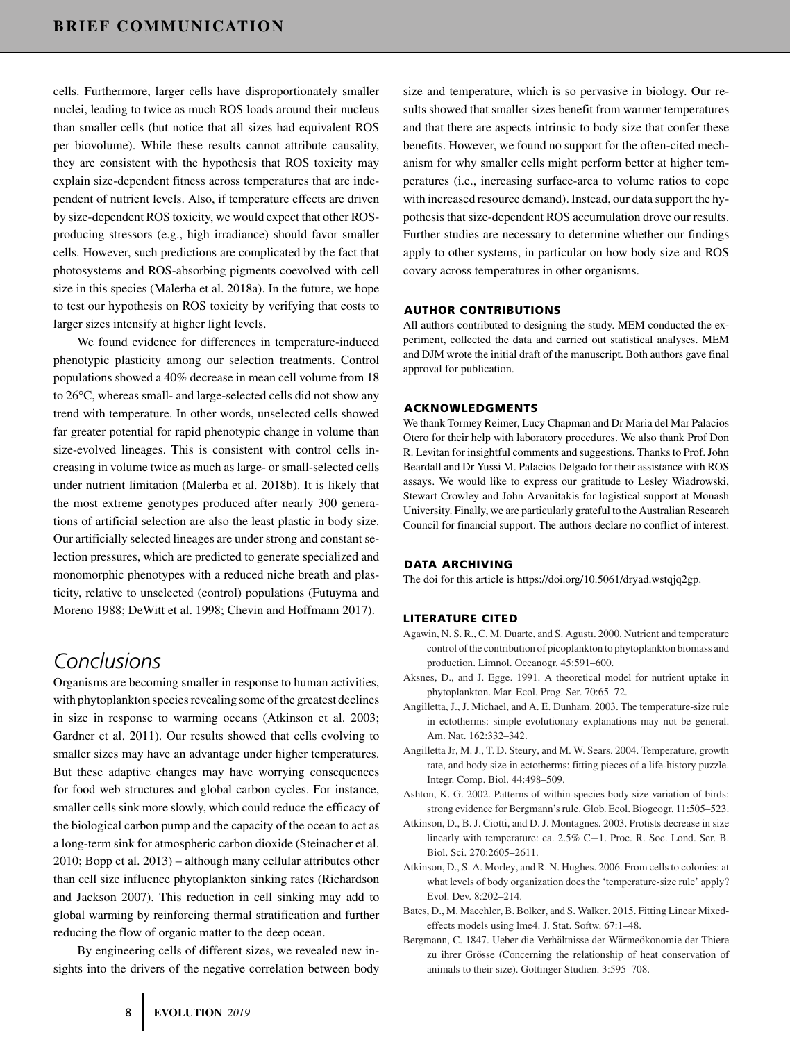cells. Furthermore, larger cells have disproportionately smaller nuclei, leading to twice as much ROS loads around their nucleus than smaller cells (but notice that all sizes had equivalent ROS per biovolume). While these results cannot attribute causality, they are consistent with the hypothesis that ROS toxicity may explain size-dependent fitness across temperatures that are independent of nutrient levels. Also, if temperature effects are driven by size-dependent ROS toxicity, we would expect that other ROS-producing stressors (e.g., high irradiance) should favor smaller cells. However, such predictions are complicated by the fact that photosystems and ROS-absorbing pigments coevolved with cell size in this species (Malerba et al. 2018a). In the future, we hope to test our hypothesis on ROS toxicity by verifying that costs to larger sizes intensify at higher light levels.

We found evidence for differences in temperature-induced phenotypic plasticity among our selection treatments. Control populations showed a 40% decrease in mean cell volume from 18 to 26°C, whereas small- and large-selected cells did not show any trend with temperature. In other words, unselected cells showed far greater potential for rapid phenotypic change in volume than size-evolved lineages. This is consistent with control cells increasing in volume twice as much as large- or small-selected cells under nutrient limitation (Malerba et al. 2018b). It is likely that the most extreme genotypes produced after nearly 300 generations of artificial selection are also the least plastic in body size. Our artificially selected lineages are under strong and constant selection pressures, which are predicted to generate specialized and monomorphic phenotypes with a reduced niche breath and plasticity, relative to unselected (control) populations (Futuyma and Moreno 1988; DeWitt et al. 1998; Chevin and Hoffmann 2017).

## Conclusions

Organisms are becoming smaller in response to human activities, with phytoplankton species revealing some of the greatest declines in size in response to warming oceans (Atkinson et al. 2003; Gardner et al. 2011). Our results showed that cells evolving to smaller sizes may have an advantage under higher temperatures. But these adaptive changes may have worrying consequences for food web structures and global carbon cycles. For instance, smaller cells sink more slowly, which could reduce the efficacy of the biological carbon pump and the capacity of the ocean to act as a long-term sink for atmospheric carbon dioxide (Steinacher et al. 2010; Bopp et al. 2013) – although many cellular attributes other than cell size influence phytoplankton sinking rates (Richardson and Jackson 2007). This reduction in cell sinking may add to global warming by reinforcing thermal stratification and further reducing the flow of organic matter to the deep ocean.

By engineering cells of different sizes, we revealed new insights into the drivers of the negative correlation between body size and temperature, which is so pervasive in biology. Our results showed that smaller sizes benefit from warmer temperatures and that there are aspects intrinsic to body size that confer these benefits. However, we found no support for the often-cited mechanism for why smaller cells might perform better at higher temperatures (i.e., increasing surface-area to volume ratios to cope with increased resource demand). Instead, our data support the hypothesis that size-dependent ROS accumulation drove our results. Further studies are necessary to determine whether our findings apply to other systems, in particular on how body size and ROS covary across temperatures in other organisms.

### AUTHOR CONTRIBUTIONS

All authors contributed to designing the study. MEM conducted the experiment, collected the data and carried out statistical analyses. MEM and DJM wrote the initial draft of the manuscript. Both authors gave final approval for publication.

### ACKNOWLEDGMENTS

We thank Tormey Reimer, Lucy Chapman and Dr Maria del Mar Palacios Otero for their help with laboratory procedures. We also thank Prof Don R. Levitan for insightful comments and suggestions. Thanks to Prof. John Beardall and Dr Yussi M. Palacios Delgado for their assistance with ROS assays. We would like to express our gratitude to Lesley Wiadrowski, Stewart Crowley and John Arvanitakis for logistical support at Monash University. Finally, we are particularly grateful to the Australian Research Council for financial support. The authors declare no conflict of interest.

### DATA ARCHIVING

The doi for this article is https://doi.org/10.5061/dryad.wstqjq2gp.

### LITERATURE CITED

Agawin, N. S. R., C. M. Duarte, and S. Agustı. 2000. Nutrient and temperature control of the contribution of picoplankton to phytoplankton biomass and production. Limnol. Oceanogr. 45:591–600.

Aksnes, D., and J. Egge. 1991. A theoretical model for nutrient uptake in phytoplankton. Mar. Ecol. Prog. Ser. 70:65–72.

Angilletta, J., J. Michael, and A. E. Dunham. 2003. The temperature-size rule in ectotherms: simple evolutionary explanations may not be general. Am. Nat. 162:332–342.

Angilletta Jr, M. J., T. D. Steury, and M. W. Sears. 2004. Temperature, growth rate, and body size in ectotherms: fitting pieces of a life-history puzzle. Integr. Comp. Biol. 44:498–509.

Ashton, K. G. 2002. Patterns of within-species body size variation of birds: strong evidence for Bergmann's rule. Glob. Ecol. Biogeogr. 11:505–523.

Atkinson, D., B. J. Ciotti, and D. J. Montagnes. 2003. Protists decrease in size linearly with temperature: ca. 2.5% C−1. Proc. R. Soc. Lond. Ser. B. Biol. Sci. 270:2605–2611.

Atkinson, D., S. A. Morley, and R. N. Hughes. 2006. From cells to colonies: at what levels of body organization does the 'temperature-size rule' apply? Evol. Dev. 8:202–214.

Bates, D., M. Maechler, B. Bolker, and S. Walker. 2015. Fitting Linear Mixed-effects models using lme4. J. Stat. Softw. 67:1–48.

Bergmann, C. 1847. Ueber die Verhältnisse der Wärmeökonomie der Thiere zu ihrer Grösse (Concerning the relationship of heat conservation of animals to their size). Gottinger Studien. 3:595–708.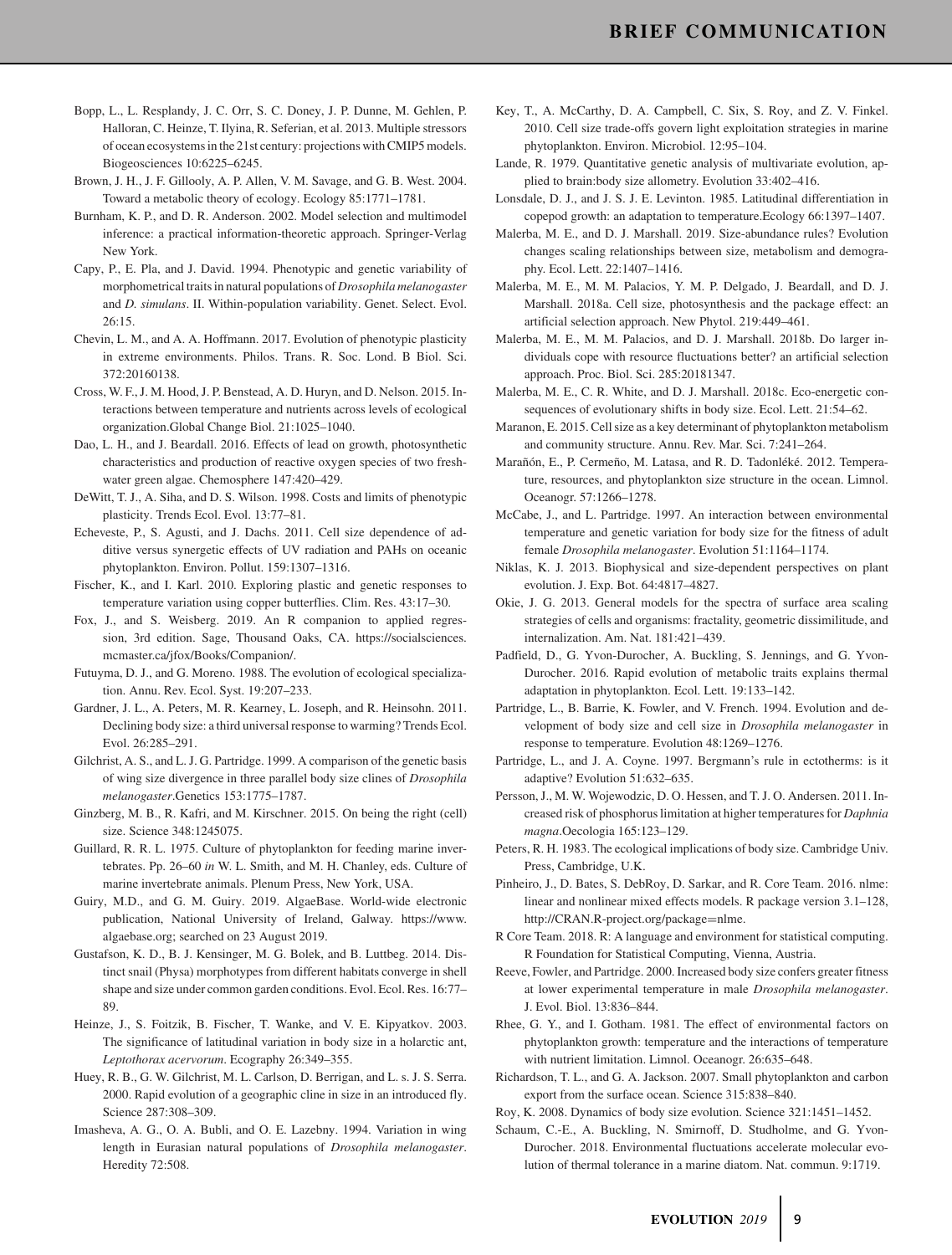Bopp, L., L. Resplandy, J. C. Orr, S. C. Doney, J. P. Dunne, M. Gehlen, P. Halloran, C. Heinze, T. Ilyina, R. Seferian, et al. 2013. Multiple stressors of ocean ecosystems in the 21st century: projections with CMIP5 models. Biogeosciences 10:6225–6245.

Brown, J. H., J. F. Gillooly, A. P. Allen, V. M. Savage, and G. B. West. 2004. Toward a metabolic theory of ecology. Ecology 85:1771–1781.

Burnham, K. P., and D. R. Anderson. 2002. Model selection and multimodel inference: a practical information-theoretic approach. Springer-Verlag New York.

Capy, P., E. Pla, and J. David. 1994. Phenotypic and genetic variability of morphometrical traits in natural populations of *Drosophila melanogaster* and *D. simulans*. II. Within-population variability. Genet. Select. Evol. 26:15.

Chevin, L. M., and A. A. Hoffmann. 2017. Evolution of phenotypic plasticity in extreme environments. Philos. Trans. R. Soc. Lond. B Biol. Sci. 372:20160138.

Cross, W. F., J. M. Hood, J. P. Benstead, A. D. Huryn, and D. Nelson. 2015. Interactions between temperature and nutrients across levels of ecological organization.Global Change Biol. 21:1025–1040.

Dao, L. H., and J. Beardall. 2016. Effects of lead on growth, photosynthetic characteristics and production of reactive oxygen species of two freshwater green algae. Chemosphere 147:420–429.

DeWitt, T. J., A. Siha, and D. S. Wilson. 1998. Costs and limits of phenotypic plasticity. Trends Ecol. Evol. 13:77–81.

Echeveste, P., S. Agusti, and J. Dachs. 2011. Cell size dependence of additive versus synergetic effects of UV radiation and PAHs on oceanic phytoplankton. Environ. Pollut. 159:1307–1316.

Fischer, K., and I. Karl. 2010. Exploring plastic and genetic responses to temperature variation using copper butterflies. Clim. Res. 43:17–30.

Fox, J., and S. Weisberg. 2019. An R companion to applied regression, 3rd edition. Sage, Thousand Oaks, CA. https://socialsciences.mcmaster.ca/jfox/Books/Companion/.

Futuyma, D. J., and G. Moreno. 1988. The evolution of ecological specialization. Annu. Rev. Ecol. Syst. 19:207–233.

Gardner, J. L., A. Peters, M. R. Kearney, L. Joseph, and R. Heinsohn. 2011. Declining body size: a third universal response to warming? Trends Ecol. Evol. 26:285–291.

Gilchrist, A. S., and L. J. G. Partridge. 1999. A comparison of the genetic basis of wing size divergence in three parallel body size clines of *Drosophila melanogaster*.Genetics 153:1775–1787.

Ginzberg, M. B., R. Kafri, and M. Kirschner. 2015. On being the right (cell) size. Science 348:1245075.

Guillard, R. R. L. 1975. Culture of phytoplankton for feeding marine invertebrates. Pp. 26–60 *in* W. L. Smith, and M. H. Chanley, eds. Culture of marine invertebrate animals. Plenum Press, New York, USA.

Guiry, M.D., and G. M. Guiry. 2019. AlgaeBase. World-wide electronic publication, National University of Ireland, Galway. https://www.algaebase.org; searched on 23 August 2019.

Gustafson, K. D., B. J. Kensinger, M. G. Bolek, and B. Luttbeg. 2014. Distinct snail (Physa) morphotypes from different habitats converge in shell shape and size under common garden conditions. Evol. Ecol. Res. 16:77–89.

Heinze, J., S. Foitzik, B. Fischer, T. Wanke, and V. E. Kipyatkov. 2003. The significance of latitudinal variation in body size in a holarctic ant, *Leptothorax acervorum*. Ecography 26:349–355.

Huey, R. B., G. W. Gilchrist, M. L. Carlson, D. Berrigan, and L. s. J. S. Serra. 2000. Rapid evolution of a geographic cline in size in an introduced fly. Science 287:308–309.

Imasheva, A. G., O. A. Bubli, and O. E. Lazebny. 1994. Variation in wing length in Eurasian natural populations of *Drosophila melanogaster*. Heredity 72:508.

Key, T., A. McCarthy, D. A. Campbell, C. Six, S. Roy, and Z. V. Finkel. 2010. Cell size trade-offs govern light exploitation strategies in marine phytoplankton. Environ. Microbiol. 12:95–104.

Lande, R. 1979. Quantitative genetic analysis of multivariate evolution, applied to brain:body size allometry. Evolution 33:402–416.

Lonsdale, D. J., and J. S. J. E. Levinton. 1985. Latitudinal differentiation in copepod growth: an adaptation to temperature.Ecology 66:1397–1407.

Malerba, M. E., and D. J. Marshall. 2019. Size-abundance rules? Evolution changes scaling relationships between size, metabolism and demography. Ecol. Lett. 22:1407–1416.

Malerba, M. E., M. M. Palacios, Y. M. P. Delgado, J. Beardall, and D. J. Marshall. 2018a. Cell size, photosynthesis and the package effect: an artificial selection approach. New Phytol. 219:449–461.

Malerba, M. E., M. M. Palacios, and D. J. Marshall. 2018b. Do larger individuals cope with resource fluctuations better? an artificial selection approach. Proc. Biol. Sci. 285:20181347.

Malerba, M. E., C. R. White, and D. J. Marshall. 2018c. Eco-energetic consequences of evolutionary shifts in body size. Ecol. Lett. 21:54–62.

Maranon, E. 2015. Cell size as a key determinant of phytoplankton metabolism and community structure. Annu. Rev. Mar. Sci. 7:241–264.

Marañón, E., P. Cermeño, M. Latasa, and R. D. Tadonléké. 2012. Temperature, resources, and phytoplankton size structure in the ocean. Limnol. Oceanogr. 57:1266–1278.

McCabe, J., and L. Partridge. 1997. An interaction between environmental temperature and genetic variation for body size for the fitness of adult female *Drosophila melanogaster*. Evolution 51:1164–1174.

Niklas, K. J. 2013. Biophysical and size-dependent perspectives on plant evolution. J. Exp. Bot. 64:4817–4827.

Okie, J. G. 2013. General models for the spectra of surface area scaling strategies of cells and organisms: fractality, geometric dissimilitude, and internalization. Am. Nat. 181:421–439.

Padfield, D., G. Yvon-Durocher, A. Buckling, S. Jennings, and G. Yvon-Durocher. 2016. Rapid evolution of metabolic traits explains thermal adaptation in phytoplankton. Ecol. Lett. 19:133–142.

Partridge, L., B. Barrie, K. Fowler, and V. French. 1994. Evolution and development of body size and cell size in *Drosophila melanogaster* in response to temperature. Evolution 48:1269–1276.

Partridge, L., and J. A. Coyne. 1997. Bergmann's rule in ectotherms: is it adaptive? Evolution 51:632–635.

Persson, J., M. W. Wojewodzic, D. O. Hessen, and T. J. O. Andersen. 2011. Increased risk of phosphorus limitation at higher temperatures for *Daphnia magna*.Oecologia 165:123–129.

Peters, R. H. 1983. The ecological implications of body size. Cambridge Univ. Press, Cambridge, U.K.

Pinheiro, J., D. Bates, S. DebRoy, D. Sarkar, and R. Core Team. 2016. nlme: linear and nonlinear mixed effects models. R package version 3.1–128, http://CRAN.R-project.org/package=nlme.

R Core Team. 2018. R: A language and environment for statistical computing. R Foundation for Statistical Computing, Vienna, Austria.

Reeve, Fowler, and Partridge. 2000. Increased body size confers greater fitness at lower experimental temperature in male *Drosophila melanogaster*. J. Evol. Biol. 13:836–844.

Rhee, G. Y., and I. Gotham. 1981. The effect of environmental factors on phytoplankton growth: temperature and the interactions of temperature with nutrient limitation. Limnol. Oceanogr. 26:635–648.

Richardson, T. L., and G. A. Jackson. 2007. Small phytoplankton and carbon export from the surface ocean. Science 315:838–840.

Roy, K. 2008. Dynamics of body size evolution. Science 321:1451–1452.

Schaum, C.-E., A. Buckling, N. Smirnoff, D. Studholme, and G. Yvon-Durocher. 2018. Environmental fluctuations accelerate molecular evolution of thermal tolerance in a marine diatom. Nat. commun. 9:1719.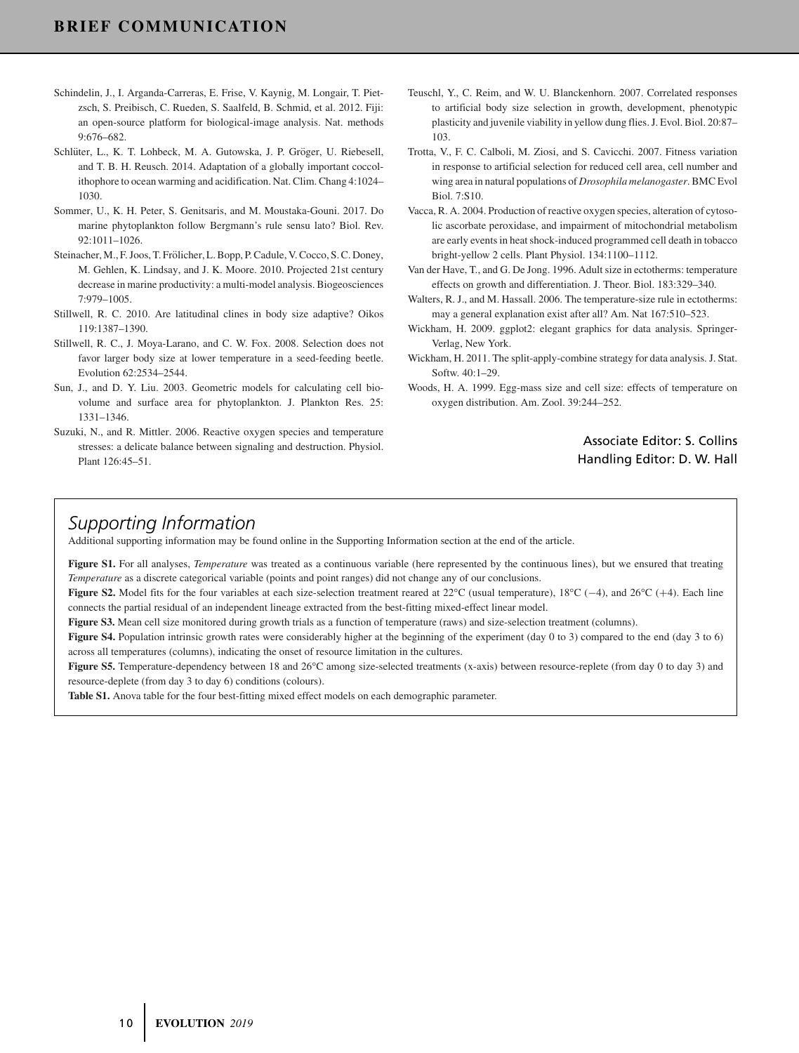Schindelin, J., I. Arganda-Carreras, E. Frise, V. Kaynig, M. Longair, T. Pietzsch, S. Preibisch, C. Rueden, S. Saalfeld, B. Schmid, et al. 2012. Fiji: an open-source platform for biological-image analysis. Nat. methods 9:676–682.

Schlüter, L., K. T. Lohbeck, M. A. Gutowska, J. P. Gröger, U. Riebesell, and T. B. H. Reusch. 2014. Adaptation of a globally important coccolithophore to ocean warming and acidification. Nat. Clim. Chang 4:1024–1030.

Sommer, U., K. H. Peter, S. Genitsaris, and M. Moustaka-Gouni. 2017. Do marine phytoplankton follow Bergmann's rule sensu lato? Biol. Rev. 92:1011–1026.

Steinacher, M., F. Joos, T. Frölicher, L. Bopp, P. Cadule, V. Cocco, S. C. Doney, M. Gehlen, K. Lindsay, and J. K. Moore. 2010. Projected 21st century decrease in marine productivity: a multi-model analysis. Biogeosciences 7:979–1005.

Stillwell, R. C. 2010. Are latitudinal clines in body size adaptive? Oikos 119:1387–1390.

Stillwell, R. C., J. Moya-Larano, and C. W. Fox. 2008. Selection does not favor larger body size at lower temperature in a seed-feeding beetle. Evolution 62:2534–2544.

Sun, J., and D. Y. Liu. 2003. Geometric models for calculating cell biovolume and surface area for phytoplankton. J. Plankton Res. 25: 1331–1346.

Suzuki, N., and R. Mittler. 2006. Reactive oxygen species and temperature stresses: a delicate balance between signaling and destruction. Physiol. Plant 126:45–51.

Teuschl, Y., C. Reim, and W. U. Blanckenhorn. 2007. Correlated responses to artificial body size selection in growth, development, phenotypic plasticity and juvenile viability in yellow dung flies. J. Evol. Biol. 20:87–103.

Trotta, V., F. C. Calboli, M. Ziosi, and S. Cavicchi. 2007. Fitness variation in response to artificial selection for reduced cell area, cell number and wing area in natural populations of *Drosophila melanogaster*. BMC Evol Biol. 7:S10.

Vacca, R. A. 2004. Production of reactive oxygen species, alteration of cytosolic ascorbate peroxidase, and impairment of mitochondrial metabolism are early events in heat shock-induced programmed cell death in tobacco bright-yellow 2 cells. Plant Physiol. 134:1100–1112.

Van der Have, T., and G. De Jong. 1996. Adult size in ectotherms: temperature effects on growth and differentiation. J. Theor. Biol. 183:329–340.

Walters, R. J., and M. Hassall. 2006. The temperature-size rule in ectotherms: may a general explanation exist after all? Am. Nat 167:510–523.

Wickham, H. 2009. ggplot2: elegant graphics for data analysis. Springer-Verlag, New York.

Wickham, H. 2011. The split-apply-combine strategy for data analysis. J. Stat. Softw. 40:1–29.

Woods, H. A. 1999. Egg-mass size and cell size: effects of temperature on oxygen distribution. Am. Zool. 39:244–252.

Associate Editor: S. Collins
Handling Editor: D. W. Hall

## Supporting Information

Additional supporting information may be found online in the Supporting Information section at the end of the article.

**Figure S1.** For all analyses, *Temperature* was treated as a continuous variable (here represented by the continuous lines), but we ensured that treating *Temperature* as a discrete categorical variable (points and point ranges) did not change any of our conclusions.

**Figure S2.** Model fits for the four variables at each size-selection treatment reared at 22°C (usual temperature), 18°C (−4), and 26°C (+4). Each line connects the partial residual of an independent lineage extracted from the best-fitting mixed-effect linear model.

**Figure S3.** Mean cell size monitored during growth trials as a function of temperature (raws) and size-selection treatment (columns).

**Figure S4.** Population intrinsic growth rates were considerably higher at the beginning of the experiment (day 0 to 3) compared to the end (day 3 to 6) across all temperatures (columns), indicating the onset of resource limitation in the cultures.

**Figure S5.** Temperature-dependency between 18 and 26°C among size-selected treatments (x-axis) between resource-replete (from day 0 to day 3) and resource-deplete (from day 3 to day 6) conditions (colours).

**Table S1.** Anova table for the four best-fitting mixed effect models on each demographic parameter.